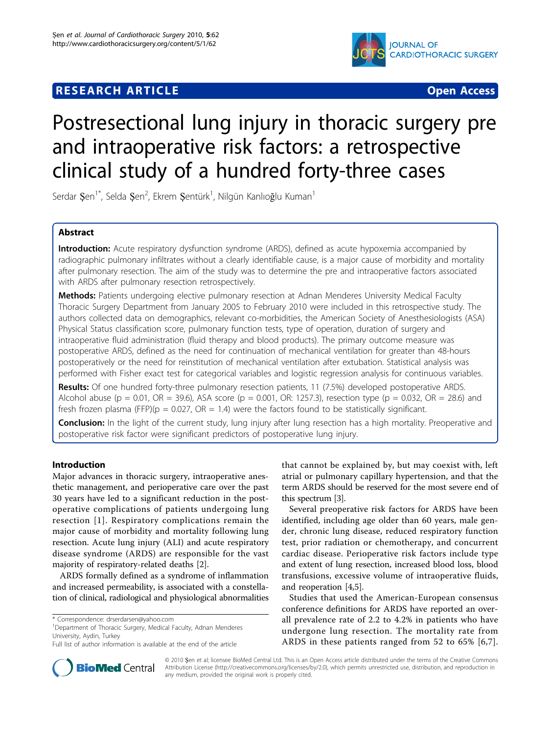**RESEARCH ARTICLE** **Open Access**

# Postresectional lung injury in thoracic surgery pre and intraoperative risk factors: a retrospective clinical study of a hundred forty-three cases

Serdar Şen[1*], Selda Şen[2], Ekrem Şentürk[1], Nilgün Kanlıoğlu Kuman[1]

## Abstract

**Introduction:** Acute respiratory dysfunction syndrome (ARDS), defined as acute hypoxemia accompanied by radiographic pulmonary infiltrates without a clearly identifiable cause, is a major cause of morbidity and mortality after pulmonary resection. The aim of the study was to determine the pre and intraoperative factors associated with ARDS after pulmonary resection retrospectively.

**Methods:** Patients undergoing elective pulmonary resection at Adnan Menderes University Medical Faculty Thoracic Surgery Department from January 2005 to February 2010 were included in this retrospective study. The authors collected data on demographics, relevant co-morbidities, the American Society of Anesthesiologists (ASA) Physical Status classification score, pulmonary function tests, type of operation, duration of surgery and intraoperative fluid administration (fluid therapy and blood products). The primary outcome measure was postoperative ARDS, defined as the need for continuation of mechanical ventilation for greater than 48-hours postoperatively or the need for reinstitution of mechanical ventilation after extubation. Statistical analysis was performed with Fisher exact test for categorical variables and logistic regression analysis for continuous variables.

**Results:** Of one hundred forty-three pulmonary resection patients, 11 (7.5%) developed postoperative ARDS. Alcohol abuse ($p = 0.01$, OR = 39.6), ASA score ($p = 0.001$, OR: 1257.3), resection type ($p = 0.032$, OR = 28.6) and fresh frozen plasma (FFP)($p = 0.027$, OR = 1.4) were the factors found to be statistically significant.

**Conclusion:** In the light of the current study, lung injury after lung resection has a high mortality. Preoperative and postoperative risk factor were significant predictors of postoperative lung injury.

## Introduction

Major advances in thoracic surgery, intraoperative anesthetic management, and perioperative care over the past 30 years have led to a significant reduction in the postoperative complications of patients undergoing lung resection [1]. Respiratory complications remain the major cause of morbidity and mortality following lung resection. Acute lung injury (ALI) and acute respiratory disease syndrome (ARDS) are responsible for the vast majority of respiratory-related deaths [2].

ARDS formally defined as a syndrome of inflammation and increased permeability, is associated with a constellation of clinical, radiological and physiological abnormalities that cannot be explained by, but may coexist with, left atrial or pulmonary capillary hypertension, and that the term ARDS should be reserved for the most severe end of this spectrum [3].

Several preoperative risk factors for ARDS have been identified, including age older than 60 years, male gender, chronic lung disease, reduced respiratory function test, prior radiation or chemotherapy, and concurrent cardiac disease. Perioperative risk factors include type and extent of lung resection, increased blood loss, blood transfusions, excessive volume of intraoperative fluids, and reoperation [4,5].

Studies that used the American-European consensus conference definitions for ARDS have reported an overall prevalence rate of 2.2 to 4.2% in patients who have undergone lung resection. The mortality rate from ARDS in these patients ranged from 52 to 65% [6,7].

\* Correspondence: drserdarsen@yahoo.com
[1]Department of Thoracic Surgery, Medical Faculty, Adnan Menderes University, Aydin, Turkey
Full list of author information is available at the end of the article

© 2010 Şen et al; licensee BioMed Central Ltd. This is an Open Access article distributed under the terms of the Creative Commons Attribution License (http://creativecommons.org/licenses/by/2.0), which permits unrestricted use, distribution, and reproduction in any medium, provided the original work is properly cited.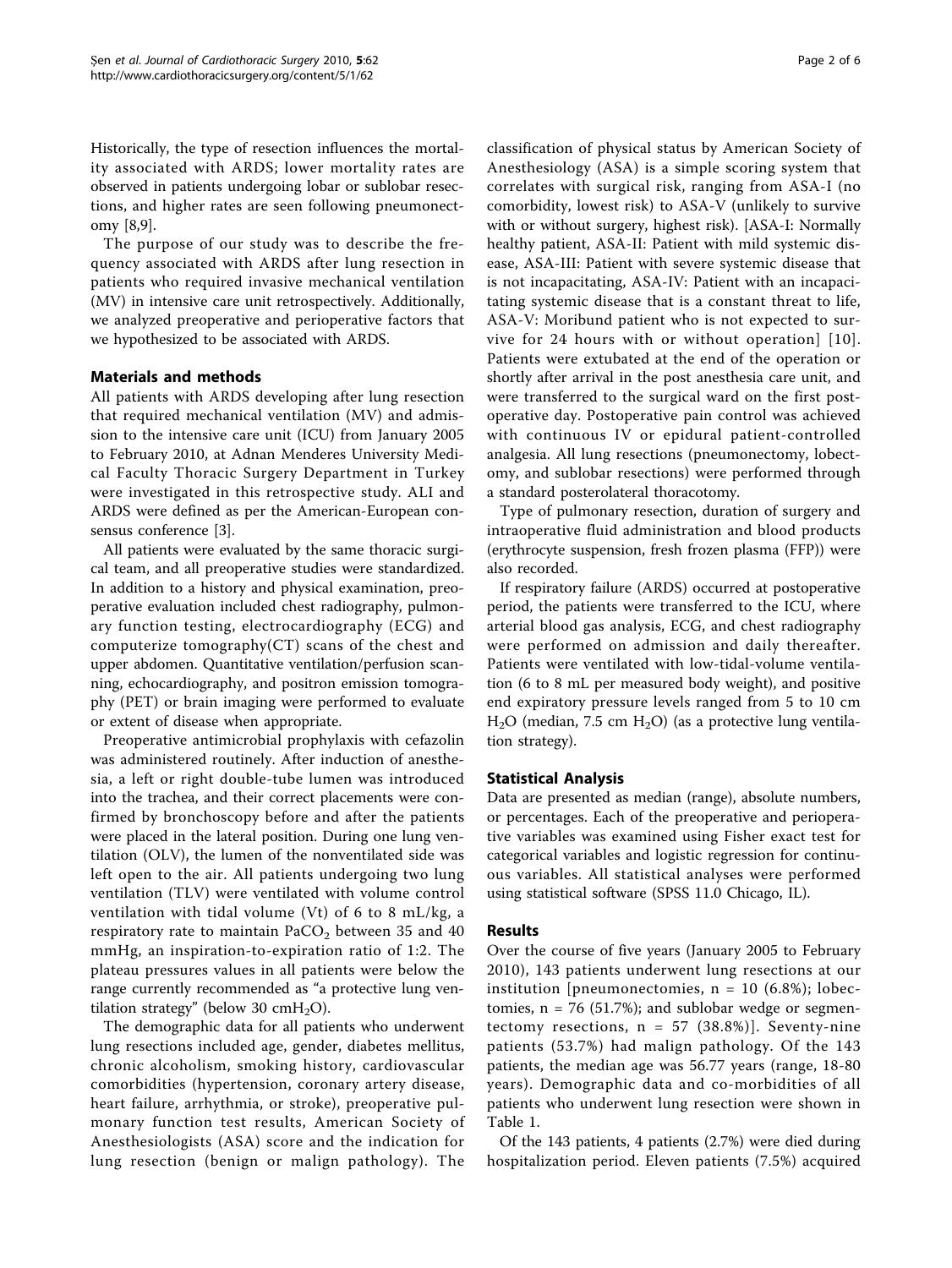Historically, the type of resection influences the mortality associated with ARDS; lower mortality rates are observed in patients undergoing lobar or sublobar resections, and higher rates are seen following pneumonectomy [8,9].

The purpose of our study was to describe the frequency associated with ARDS after lung resection in patients who required invasive mechanical ventilation (MV) in intensive care unit retrospectively. Additionally, we analyzed preoperative and perioperative factors that we hypothesized to be associated with ARDS.

## Materials and methods

All patients with ARDS developing after lung resection that required mechanical ventilation (MV) and admission to the intensive care unit (ICU) from January 2005 to February 2010, at Adnan Menderes University Medical Faculty Thoracic Surgery Department in Turkey were investigated in this retrospective study. ALI and ARDS were defined as per the American-European consensus conference [3].

All patients were evaluated by the same thoracic surgical team, and all preoperative studies were standardized. In addition to a history and physical examination, preoperative evaluation included chest radiography, pulmonary function testing, electrocardiography (ECG) and computerize tomography(CT) scans of the chest and upper abdomen. Quantitative ventilation/perfusion scanning, echocardiography, and positron emission tomography (PET) or brain imaging were performed to evaluate or extent of disease when appropriate.

Preoperative antimicrobial prophylaxis with cefazolin was administered routinely. After induction of anesthesia, a left or right double-tube lumen was introduced into the trachea, and their correct placements were confirmed by bronchoscopy before and after the patients were placed in the lateral position. During one lung ventilation (OLV), the lumen of the nonventilated side was left open to the air. All patients undergoing two lung ventilation (TLV) were ventilated with volume control ventilation with tidal volume (Vt) of 6 to 8 mL/kg, a respiratory rate to maintain $PaCO_2$ between 35 and 40 mmHg, an inspiration-to-expiration ratio of 1:2. The plateau pressures values in all patients were below the range currently recommended as "a protective lung ventilation strategy" (below 30 $cmH_2O$).

The demographic data for all patients who underwent lung resections included age, gender, diabetes mellitus, chronic alcoholism, smoking history, cardiovascular comorbidities (hypertension, coronary artery disease, heart failure, arrhythmia, or stroke), preoperative pulmonary function test results, American Society of Anesthesiologists (ASA) score and the indication for lung resection (benign or malign pathology). The classification of physical status by American Society of Anesthesiology (ASA) is a simple scoring system that correlates with surgical risk, ranging from ASA-I (no comorbidity, lowest risk) to ASA-V (unlikely to survive with or without surgery, highest risk). [ASA-I: Normally healthy patient, ASA-II: Patient with mild systemic disease, ASA-III: Patient with severe systemic disease that is not incapacitating, ASA-IV: Patient with an incapacitating systemic disease that is a constant threat to life, ASA-V: Moribund patient who is not expected to survive for 24 hours with or without operation] [10]. Patients were extubated at the end of the operation or shortly after arrival in the post anesthesia care unit, and were transferred to the surgical ward on the first postoperative day. Postoperative pain control was achieved with continuous IV or epidural patient-controlled analgesia. All lung resections (pneumonectomy, lobectomy, and sublobar resections) were performed through a standard posterolateral thoracotomy.

Type of pulmonary resection, duration of surgery and intraoperative fluid administration and blood products (erythrocyte suspension, fresh frozen plasma (FFP)) were also recorded.

If respiratory failure (ARDS) occurred at postoperative period, the patients were transferred to the ICU, where arterial blood gas analysis, ECG, and chest radiography were performed on admission and daily thereafter. Patients were ventilated with low-tidal-volume ventilation (6 to 8 mL per measured body weight), and positive end expiratory pressure levels ranged from 5 to 10 cm $H_2O$ (median, 7.5 cm $H_2O$) (as a protective lung ventilation strategy).

## Statistical Analysis

Data are presented as median (range), absolute numbers, or percentages. Each of the preoperative and perioperative variables was examined using Fisher exact test for categorical variables and logistic regression for continuous variables. All statistical analyses were performed using statistical software (SPSS 11.0 Chicago, IL).

## Results

Over the course of five years (January 2005 to February 2010), 143 patients underwent lung resections at our institution [pneumonectomies, n = 10 (6.8%); lobectomies, n = 76 (51.7%); and sublobar wedge or segmentectomy resections, n = 57 (38.8%)]. Seventy-nine patients (53.7%) had malign pathology. Of the 143 patients, the median age was 56.77 years (range, 18-80 years). Demographic data and co-morbidities of all patients who underwent lung resection were shown in Table 1.

Of the 143 patients, 4 patients (2.7%) were died during hospitalization period. Eleven patients (7.5%) acquired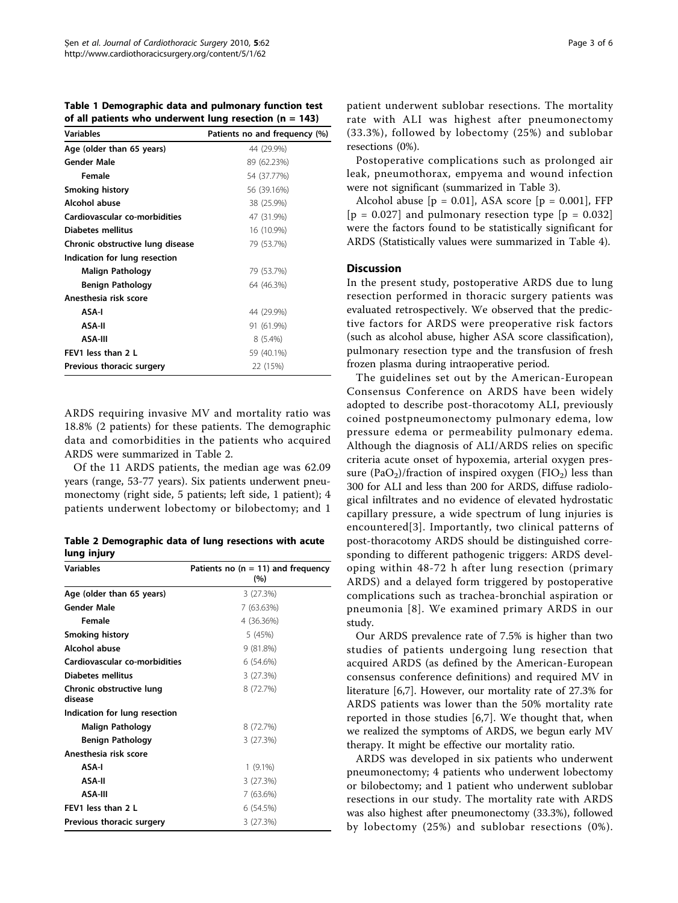**Table 1 Demographic data and pulmonary function test of all patients who underwent lung resection (n = 143)**

| Variables | Patients no and frequency (%) |
|---|---|
| Age (older than 65 years) | 44 (29.9%) |
| Gender Male | 89 (62.23%) |
| Female | 54 (37.77%) |
| Smoking history | 56 (39.16%) |
| Alcohol abuse | 38 (25.9%) |
| Cardiovascular co-morbidities | 47 (31.9%) |
| Diabetes mellitus | 16 (10.9%) |
| Chronic obstructive lung disease | 79 (53.7%) |
| Indication for lung resection | |
| Malign Pathology | 79 (53.7%) |
| Benign Pathology | 64 (46.3%) |
| Anesthesia risk score | |
| ASA-I | 44 (29.9%) |
| ASA-II | 91 (61.9%) |
| ASA-III | 8 (5.4%) |
| FEV1 less than 2 L | 59 (40.1%) |
| Previous thoracic surgery | 22 (15%) |

ARDS requiring invasive MV and mortality ratio was 18.8% (2 patients) for these patients. The demographic data and comorbidities in the patients who acquired ARDS were summarized in Table 2.

Of the 11 ARDS patients, the median age was 62.09 years (range, 53-77 years). Six patients underwent pneumonectomy (right side, 5 patients; left side, 1 patient); 4 patients underwent lobectomy or bilobectomy; and 1 patient underwent sublobar resections. The mortality rate with ALI was highest after pneumonectomy (33.3%), followed by lobectomy (25%) and sublobar resections (0%).

**Table 2 Demographic data of lung resections with acute lung injury**

| Variables | Patients no (n = 11) and frequency (%) |
|---|---|
| Age (older than 65 years) | 3 (27.3%) |
| Gender Male | 7 (63.63%) |
| Female | 4 (36.36%) |
| Smoking history | 5 (45%) |
| Alcohol abuse | 9 (81.8%) |
| Cardiovascular co-morbidities | 6 (54.6%) |
| Diabetes mellitus | 3 (27.3%) |
| Chronic obstructive lung disease | 8 (72.7%) |
| Indication for lung resection | |
| Malign Pathology | 8 (72.7%) |
| Benign Pathology | 3 (27.3%) |
| Anesthesia risk score | |
| ASA-I | 1 (9.1%) |
| ASA-II | 3 (27.3%) |
| ASA-III | 7 (63.6%) |
| FEV1 less than 2 L | 6 (54.5%) |
| Previous thoracic surgery | 3 (27.3%) |

Postoperative complications such as prolonged air leak, pneumothorax, empyema and wound infection were not significant (summarized in Table 3).

Alcohol abuse [p = 0.01], ASA score [p = 0.001], FFP [p = 0.027] and pulmonary resection type [p = 0.032] were the factors found to be statistically significant for ARDS (Statistically values were summarized in Table 4).

## Discussion

In the present study, postoperative ARDS due to lung resection performed in thoracic surgery patients was evaluated retrospectively. We observed that the predictive factors for ARDS were preoperative risk factors (such as alcohol abuse, higher ASA score classification), pulmonary resection type and the transfusion of fresh frozen plasma during intraoperative period.

The guidelines set out by the American-European Consensus Conference on ARDS have been widely adopted to describe post-thoracotomy ALI, previously coined postpneumonectomy pulmonary edema, low pressure edema or permeability pulmonary edema. Although the diagnosis of ALI/ARDS relies on specific criteria acute onset of hypoxemia, arterial oxygen pressure ($PaO_2$)/fraction of inspired oxygen ($FIO_2$) less than 300 for ALI and less than 200 for ARDS, diffuse radiological infiltrates and no evidence of elevated hydrostatic capillary pressure, a wide spectrum of lung injuries is encountered[3]. Importantly, two clinical patterns of post-thoracotomy ARDS should be distinguished corresponding to different pathogenic triggers: ARDS developing within 48-72 h after lung resection (primary ARDS) and a delayed form triggered by postoperative complications such as trachea-bronchial aspiration or pneumonia [8]. We examined primary ARDS in our study.

Our ARDS prevalence rate of 7.5% is higher than two studies of patients undergoing lung resection that acquired ARDS (as defined by the American-European consensus conference definitions) and required MV in literature [6,7]. However, our mortality rate of 27.3% for ARDS patients was lower than the 50% mortality rate reported in those studies [6,7]. We thought that, when we realized the symptoms of ARDS, we begun early MV therapy. It might be effective our mortality ratio.

ARDS was developed in six patients who underwent pneumonectomy; 4 patients who underwent lobectomy or bilobectomy; and 1 patient who underwent sublobar resections in our study. The mortality rate with ARDS was also highest after pneumonectomy (33.3%), followed by lobectomy (25%) and sublobar resections (0%).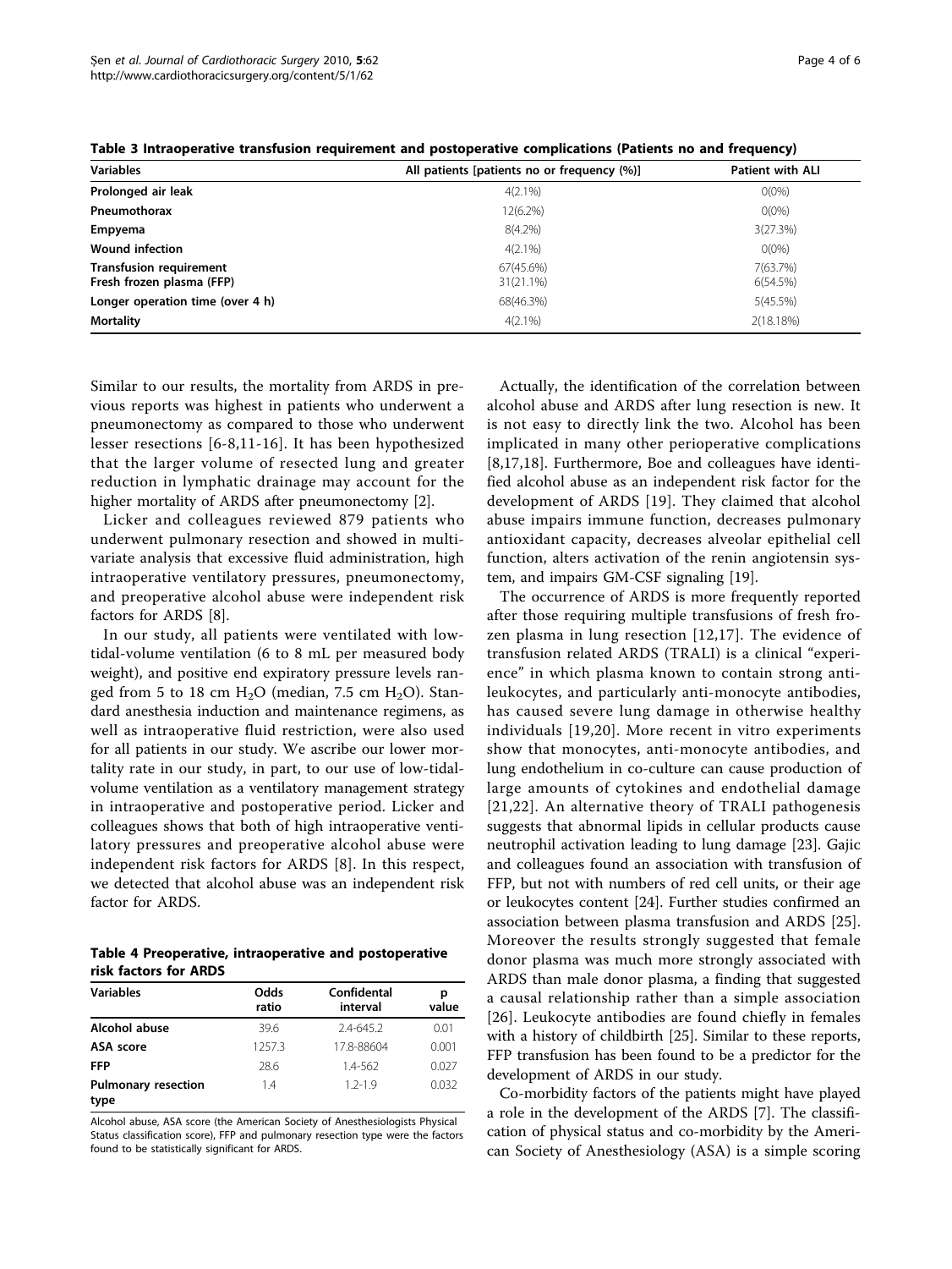**Table 3 Intraoperative transfusion requirement and postoperative complications (Patients no and frequency)**

| Variables | All patients [patients no or frequency (%)] | Patient with ALI |
| --- | --- | --- |
| **Prolonged air leak** | 4(2.1%) | 0(0%) |
| **Pneumothorax** | 12(6.2%) | 0(0%) |
| **Empyema** | 8(4.2%) | 3(27.3%) |
| **Wound infection** | 4(2.1%) | 0(0%) |
| **Transfusion requirement** | 67(45.6%) | 7(63.7%) |
| **Fresh frozen plasma (FFP)** | 31(21.1%) | 6(54.5%) |
| **Longer operation time (over 4 h)** | 68(46.3%) | 5(45.5%) |
| **Mortality** | 4(2.1%) | 2(18.18%) |

Similar to our results, the mortality from ARDS in previous reports was highest in patients who underwent a pneumonectomy as compared to those who underwent lesser resections [6-8,11-16]. It has been hypothesized that the larger volume of resected lung and greater reduction in lymphatic drainage may account for the higher mortality of ARDS after pneumonectomy [2].

Licker and colleagues reviewed 879 patients who underwent pulmonary resection and showed in multivariate analysis that excessive fluid administration, high intraoperative ventilatory pressures, pneumonectomy, and preoperative alcohol abuse were independent risk factors for ARDS [8].

In our study, all patients were ventilated with low-tidal-volume ventilation (6 to 8 mL per measured body weight), and positive end expiratory pressure levels ranged from 5 to 18 cm $H_2O$ (median, 7.5 cm $H_2O$). Standard anesthesia induction and maintenance regimens, as well as intraoperative fluid restriction, were also used for all patients in our study. We ascribe our lower mortality rate in our study, in part, to our use of low-tidal-volume ventilation as a ventilatory management strategy in intraoperative and postoperative period. Licker and colleagues shows that both of high intraoperative ventilatory pressures and preoperative alcohol abuse were independent risk factors for ARDS [8]. In this respect, we detected that alcohol abuse was an independent risk factor for ARDS.

**Table 4 Preoperative, intraoperative and postoperative risk factors for ARDS**

| Variables | Odds ratio | Confidential interval | p value |
| --- | --- | --- | --- |
| **Alcohol abuse** | 39.6 | 2.4-645.2 | 0.01 |
| **ASA score** | 1257.3 | 17.8-88604 | 0.001 |
| **FFP** | 28.6 | 1.4-562 | 0.027 |
| **Pulmonary resection type** | 1.4 | 1.2-1.9 | 0.032 |

Alcohol abuse, ASA score (the American Society of Anesthesiologists Physical Status classification score), FFP and pulmonary resection type were the factors found to be statistically significant for ARDS.

Actually, the identification of the correlation between alcohol abuse and ARDS after lung resection is new. It is not easy to directly link the two. Alcohol has been implicated in many other perioperative complications [8,17,18]. Furthermore, Boe and colleagues have identified alcohol abuse as an independent risk factor for the development of ARDS [19]. They claimed that alcohol abuse impairs immune function, decreases pulmonary antioxidant capacity, decreases alveolar epithelial cell function, alters activation of the renin angiotensin system, and impairs GM-CSF signaling [19].

The occurrence of ARDS is more frequently reported after those requiring multiple transfusions of fresh frozen plasma in lung resection [12,17]. The evidence of transfusion related ARDS (TRALI) is a clinical "experience" in which plasma known to contain strong anti-leukocytes, and particularly anti-monocyte antibodies, has caused severe lung damage in otherwise healthy individuals [19,20]. More recent in vitro experiments show that monocytes, anti-monocyte antibodies, and lung endothelium in co-culture can cause production of large amounts of cytokines and endothelial damage [21,22]. An alternative theory of TRALI pathogenesis suggests that abnormal lipids in cellular products cause neutrophil activation leading to lung damage [23]. Gajic and colleagues found an association with transfusion of FFP, but not with numbers of red cell units, or their age or leukocytes content [24]. Further studies confirmed an association between plasma transfusion and ARDS [25]. Moreover the results strongly suggested that female donor plasma was much more strongly associated with ARDS than male donor plasma, a finding that suggested a causal relationship rather than a simple association [26]. Leukocyte antibodies are found chiefly in females with a history of childbirth [25]. Similar to these reports, FFP transfusion has been found to be a predictor for the development of ARDS in our study.

Co-morbidity factors of the patients might have played a role in the development of the ARDS [7]. The classification of physical status and co-morbidity by the American Society of Anesthesiology (ASA) is a simple scoring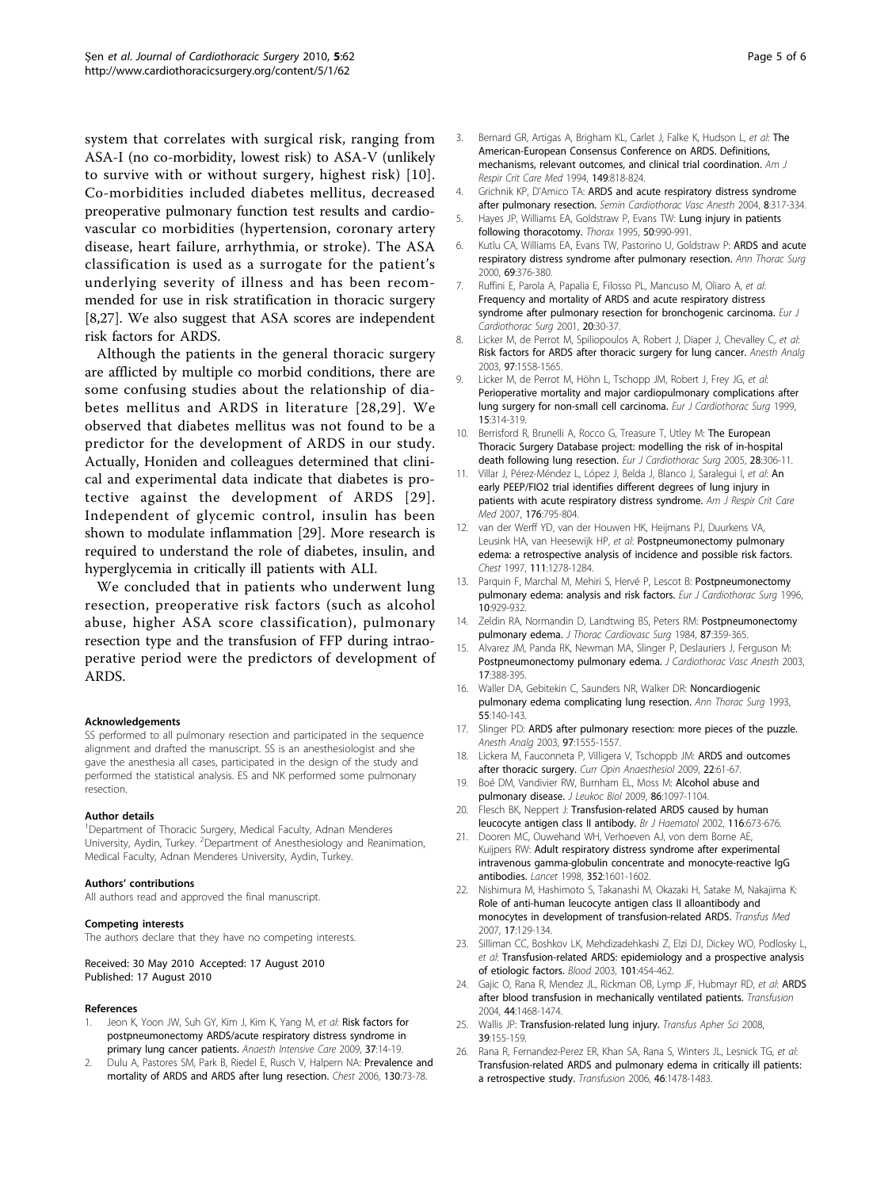system that correlates with surgical risk, ranging from ASA-I (no co-morbidity, lowest risk) to ASA-V (unlikely to survive with or without surgery, highest risk) [10]. Co-morbidities included diabetes mellitus, decreased preoperative pulmonary function test results and cardiovascular co morbidities (hypertension, coronary artery disease, heart failure, arrhythmia, or stroke). The ASA classification is used as a surrogate for the patient's underlying severity of illness and has been recommended for use in risk stratification in thoracic surgery [8,27]. We also suggest that ASA scores are independent risk factors for ARDS.

Although the patients in the general thoracic surgery are afflicted by multiple co morbid conditions, there are some confusing studies about the relationship of diabetes mellitus and ARDS in literature [28,29]. We observed that diabetes mellitus was not found to be a predictor for the development of ARDS in our study. Actually, Honiden and colleagues determined that clinical and experimental data indicate that diabetes is protective against the development of ARDS [29]. Independent of glycemic control, insulin has been shown to modulate inflammation [29]. More research is required to understand the role of diabetes, insulin, and hyperglycemia in critically ill patients with ALI.

We concluded that in patients who underwent lung resection, preoperative risk factors (such as alcohol abuse, higher ASA score classification), pulmonary resection type and the transfusion of FFP during intraoperative period were the predictors of development of ARDS.

#### Acknowledgements

SS performed to all pulmonary resection and participated in the sequence alignment and drafted the manuscript. SS is an anesthesiologist and she gave the anesthesia all cases, participated in the design of the study and performed the statistical analysis. ES and NK performed some pulmonary resection.

#### Author details

[1]Department of Thoracic Surgery, Medical Faculty, Adnan Menderes University, Aydin, Turkey. [2]Department of Anesthesiology and Reanimation, Medical Faculty, Adnan Menderes University, Aydin, Turkey.

#### Authors' contributions

All authors read and approved the final manuscript.

#### Competing interests

The authors declare that they have no competing interests.

Received: 30 May 2010 Accepted: 17 August 2010
Published: 17 August 2010

#### References

1. Jeon K, Yoon JW, Suh GY, Kim J, Kim K, Yang M, *et al*: **Risk factors for postpneumonectomy ARDS/acute respiratory distress syndrome in primary lung cancer patients.** *Anaesth Intensive Care* 2009, **37**:14-19.
2. Dulu A, Pastores SM, Park B, Riedel E, Rusch V, Halpern NA: **Prevalence and mortality of ARDS and ARDS after lung resection.** *Chest* 2006, **130**:73-78.
3. Bernard GR, Artigas A, Brigham KL, Carlet J, Falke K, Hudson L, *et al*: **The American-European Consensus Conference on ARDS. Definitions, mechanisms, relevant outcomes, and clinical trial coordination.** *Am J Respir Crit Care Med* 1994, **149**:818-824.
4. Grichnik KP, D'Amico TA: **ARDS and acute respiratory distress syndrome after pulmonary resection.** *Semin Cardiothorac Vasc Anesth* 2004, **8**:317-334.
5. Hayes JP, Williams EA, Goldstraw P, Evans TW: **Lung injury in patients following thoracotomy.** *Thorax* 1995, **50**:990-991.
6. Kutlu CA, Williams EA, Evans TW, Pastorino U, Goldstraw P: **ARDS and acute respiratory distress syndrome after pulmonary resection.** *Ann Thorac Surg* 2000, **69**:376-380.
7. Ruffini E, Parola A, Papalia E, Filosso PL, Mancuso M, Oliaro A, *et al*: **Frequency and mortality of ARDS and acute respiratory distress syndrome after pulmonary resection for bronchogenic carcinoma.** *Eur J Cardiothorac Surg* 2001, **20**:30-37.
8. Licker M, de Perrot M, Spiliopoulos A, Robert J, Diaper J, Chevalley C, *et al*: **Risk factors for ARDS after thoracic surgery for lung cancer.** *Anesth Analg* 2003, **97**:1558-1565.
9. Licker M, de Perrot M, Höhn L, Tschopp JM, Robert J, Frey JG, *et al*: **Perioperative mortality and major cardiopulmonary complications after lung surgery for non-small cell carcinoma.** *Eur J Cardiothorac Surg* 1999, **15**:314-319.
10. Berrisford R, Brunelli A, Rocco G, Treasure T, Utley M: **The European Thoracic Surgery Database project: modelling the risk of in-hospital death following lung resection.** *Eur J Cardiothorac Surg* 2005, **28**:306-11.
11. Villar J, Pérez-Méndez L, López J, Belda J, Blanco J, Saralegui I, *et al*: **An early PEEP/FIO2 trial identifies different degrees of lung injury in patients with acute respiratory distress syndrome.** *Am J Respir Crit Care Med* 2007, **176**:795-804.
12. van der Werff YD, van der Houwen HK, Heijmans PJ, Duurkens VA, Leusink HA, van Heesewijk HP, *et al*: **Postpneumonectomy pulmonary edema: a retrospective analysis of incidence and possible risk factors.** *Chest* 1997, **111**:1278-1284.
13. Parquin F, Marchal M, Mehiri S, Hervé P, Lescot B: **Postpneumonectomy pulmonary edema: analysis and risk factors.** *Eur J Cardiothorac Surg* 1996, **10**:929-932.
14. Zeldin RA, Normandin D, Landtwing BS, Peters RM: **Postpneumonectomy pulmonary edema.** *J Thorac Cardiovasc Surg* 1984, **87**:359-365.
15. Alvarez JM, Panda RK, Newman MA, Slinger P, Deslauriers J, Ferguson M: **Postpneumonectomy pulmonary edema.** *J Cardiothorac Vasc Anesth* 2003, **17**:388-395.
16. Waller DA, Gebitekin C, Saunders NR, Walker DR: **Noncardiogenic pulmonary edema complicating lung resection.** *Ann Thorac Surg* 1993, **55**:140-143.
17. Slinger PD: **ARDS after pulmonary resection: more pieces of the puzzle.** *Anesth Analg* 2003, **97**:1555-1557.
18. Lickera M, Fauconneta P, Villigera V, Tschoppb JM: **ARDS and outcomes after thoracic surgery.** *Curr Opin Anaesthesiol* 2009, **22**:61-67.
19. Boé DM, Vandivier RW, Burnham EL, Moss M: **Alcohol abuse and pulmonary disease.** *J Leukoc Biol* 2009, **86**:1097-1104.
20. Flesch BK, Neppert J: **Transfusion-related ARDS caused by human leucocyte antigen class II antibody.** *Br J Haematol* 2002, **116**:673-676.
21. Dooren MC, Ouwehand WH, Verhoeven AJ, von dem Borne AE, Kuijpers RW: **Adult respiratory distress syndrome after experimental intravenous gamma-globulin concentrate and monocyte-reactive IgG antibodies.** *Lancet* 1998, **352**:1601-1602.
22. Nishimura M, Hashimoto S, Takanashi M, Okazaki H, Satake M, Nakajima K: **Role of anti-human leucocyte antigen class II alloantibody and monocytes in development of transfusion-related ARDS.** *Transfus Med* 2007, **17**:129-134.
23. Silliman CC, Boshkov LK, Mehdizadehkashi Z, Elzi DJ, Dickey WO, Podlosky L, *et al*: **Transfusion-related ARDS: epidemiology and a prospective analysis of etiologic factors.** *Blood* 2003, **101**:454-462.
24. Gajic O, Rana R, Mendez JL, Rickman OB, Lymp JF, Hubmayr RD, *et al*: **ARDS after blood transfusion in mechanically ventilated patients.** *Transfusion* 2004, **44**:1468-1474.
25. Wallis JP: **Transfusion-related lung injury.** *Transfus Apher Sci* 2008, **39**:155-159.
26. Rana R, Fernandez-Perez ER, Khan SA, Rana S, Winters JL, Lesnick TG, *et al*: **Transfusion-related ARDS and pulmonary edema in critically ill patients: a retrospective study.** *Transfusion* 2006, **46**:1478-1483.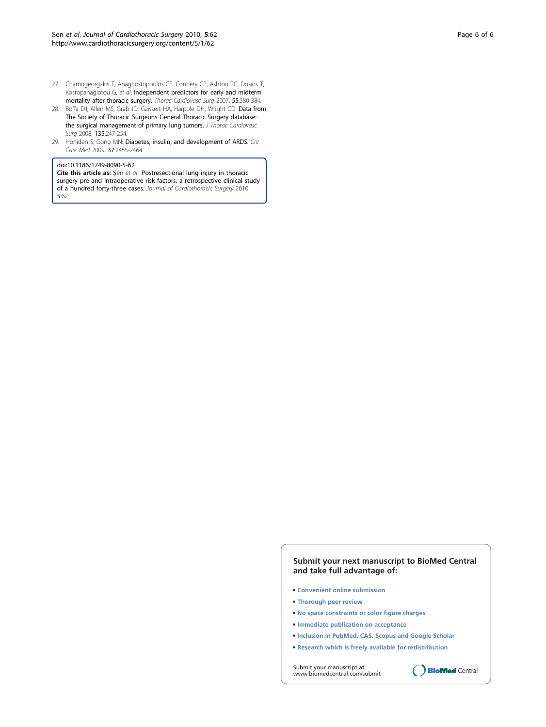27. Chamogeorgakis T, Anagnostopoulos CE, Connery CP, Ashton RC, Dosios T, Kostopanagiotou G, *et al*: **Independent predictors for early and midterm mortality after thoracic surgery.** *Thorac Cardiovasc Surg* 2007, **55**:380-384.
28. Boffa DJ, Allen MS, Grab JD, Gaissert HA, Harpole DH, Wright CD: **Data from The Society of Thoracic Surgeons General Thoracic Surgery database: the surgical management of primary lung tumors.** *J Thorac Cardiovasc Surg* 2008, **135**:247-254.
29. Honiden S, Gong MN: **Diabetes, insulin, and development of ARDS.** *Crit Care Med* 2009, **37**:2455-2464.

doi:10.1186/1749-8090-5-62

**Cite this article as:** Şen *et al.*: Postresectional lung injury in thoracic surgery pre and intraoperative risk factors: a retrospective clinical study of a hundred forty-three cases. *Journal of Cardiothoracic Surgery* 2010 **5**:62.

**Submit your next manuscript to BioMed Central and take full advantage of:**

- **Convenient online submission**
- **Thorough peer review**
- **No space constraints or color figure charges**
- **Immediate publication on acceptance**
- **Inclusion in PubMed, CAS, Scopus and Google Scholar**
- **Research which is freely available for redistribution**

Submit your manuscript at
www.biomedcentral.com/submit

BioMed Central